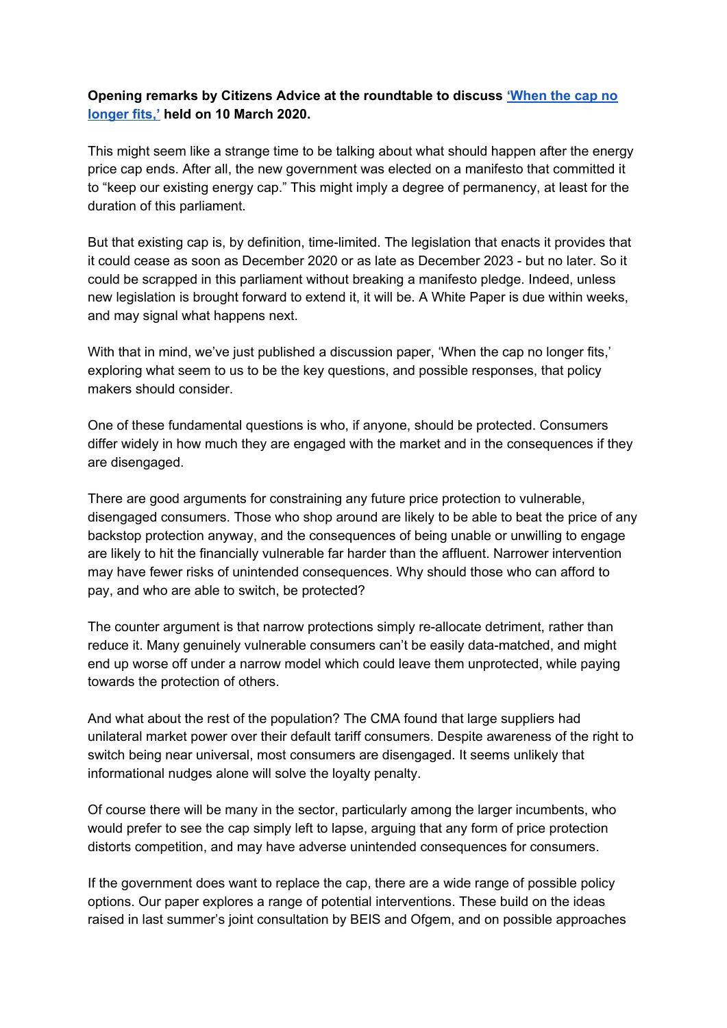**Opening remarks by Citizens Advice at the roundtable to discuss 'When the cap no longer fits,' held on 10 March 2020.**

This might seem like a strange time to be talking about what should happen after the energy price cap ends. After all, the new government was elected on a manifesto that committed it to "keep our existing energy cap." This might imply a degree of permanency, at least for the duration of this parliament.

But that existing cap is, by definition, time-limited. The legislation that enacts it provides that it could cease as soon as December 2020 or as late as December 2023 - but no later. So it could be scrapped in this parliament without breaking a manifesto pledge. Indeed, unless new legislation is brought forward to extend it, it will be. A White Paper is due within weeks, and may signal what happens next.

With that in mind, we've just published a discussion paper, 'When the cap no longer fits,' exploring what seem to us to be the key questions, and possible responses, that policy makers should consider.

One of these fundamental questions is who, if anyone, should be protected. Consumers differ widely in how much they are engaged with the market and in the consequences if they are disengaged.

There are good arguments for constraining any future price protection to vulnerable, disengaged consumers. Those who shop around are likely to be able to beat the price of any backstop protection anyway, and the consequences of being unable or unwilling to engage are likely to hit the financially vulnerable far harder than the affluent. Narrower intervention may have fewer risks of unintended consequences. Why should those who can afford to pay, and who are able to switch, be protected?

The counter argument is that narrow protections simply re-allocate detriment, rather than reduce it. Many genuinely vulnerable consumers can't be easily data-matched, and might end up worse off under a narrow model which could leave them unprotected, while paying towards the protection of others.

And what about the rest of the population? The CMA found that large suppliers had unilateral market power over their default tariff consumers. Despite awareness of the right to switch being near universal, most consumers are disengaged. It seems unlikely that informational nudges alone will solve the loyalty penalty.

Of course there will be many in the sector, particularly among the larger incumbents, who would prefer to see the cap simply left to lapse, arguing that any form of price protection distorts competition, and may have adverse unintended consequences for consumers.

If the government does want to replace the cap, there are a wide range of possible policy options. Our paper explores a range of potential interventions. These build on the ideas raised in last summer's joint consultation by BEIS and Ofgem, and on possible approaches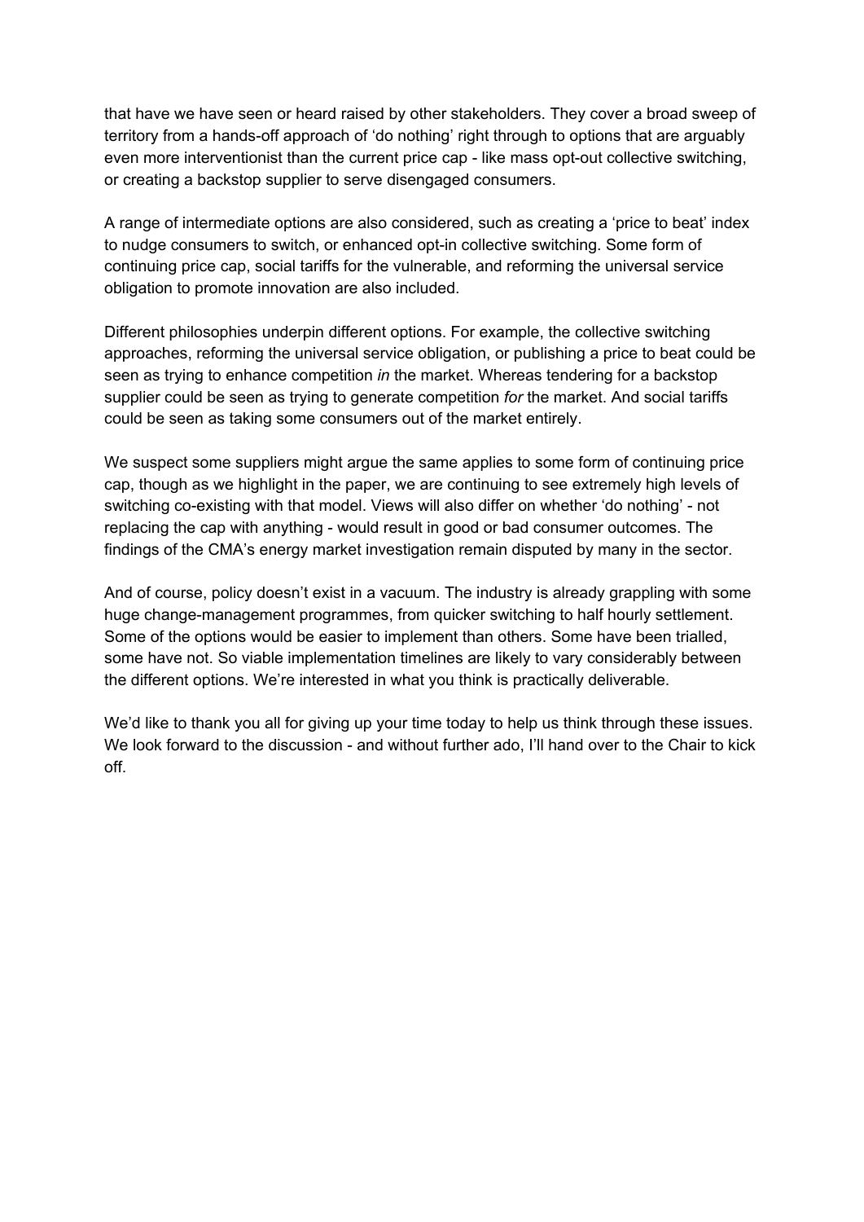that have we have seen or heard raised by other stakeholders. They cover a broad sweep of territory from a hands-off approach of 'do nothing' right through to options that are arguably even more interventionist than the current price cap - like mass opt-out collective switching, or creating a backstop supplier to serve disengaged consumers.

A range of intermediate options are also considered, such as creating a 'price to beat' index to nudge consumers to switch, or enhanced opt-in collective switching. Some form of continuing price cap, social tariffs for the vulnerable, and reforming the universal service obligation to promote innovation are also included.

Different philosophies underpin different options. For example, the collective switching approaches, reforming the universal service obligation, or publishing a price to beat could be seen as trying to enhance competition *in* the market. Whereas tendering for a backstop supplier could be seen as trying to generate competition *for* the market. And social tariffs could be seen as taking some consumers out of the market entirely.

We suspect some suppliers might argue the same applies to some form of continuing price cap, though as we highlight in the paper, we are continuing to see extremely high levels of switching co-existing with that model. Views will also differ on whether 'do nothing' - not replacing the cap with anything - would result in good or bad consumer outcomes. The findings of the CMA's energy market investigation remain disputed by many in the sector.

And of course, policy doesn't exist in a vacuum. The industry is already grappling with some huge change-management programmes, from quicker switching to half hourly settlement. Some of the options would be easier to implement than others. Some have been trialled, some have not. So viable implementation timelines are likely to vary considerably between the different options. We're interested in what you think is practically deliverable.

We'd like to thank you all for giving up your time today to help us think through these issues. We look forward to the discussion - and without further ado, I'll hand over to the Chair to kick off.